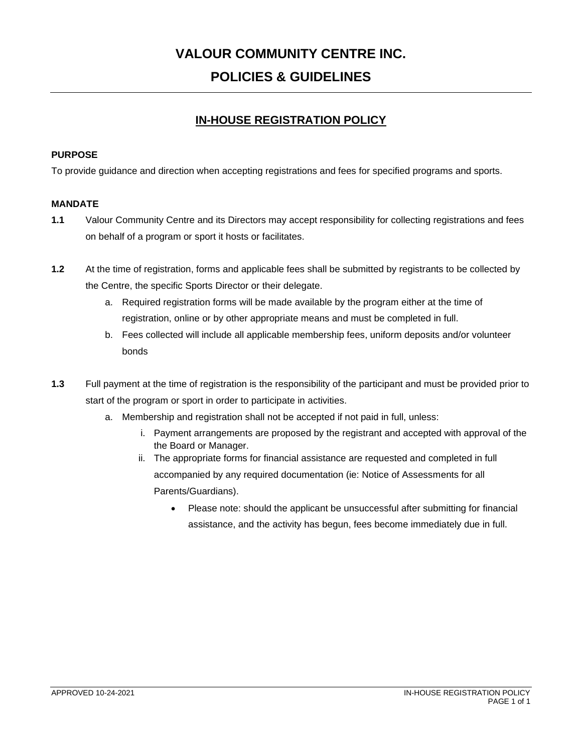# VALOUR COMMUNITY CENTRE INC.

# POLICIES & GUIDELINES

## IN-HOUSE REGISTRATION POLICY

**PURPOSE**

To provide guidance and direction when accepting registrations and fees for specified programs and sports.

**MANDATE**

**1.1** Valour Community Centre and its Directors may accept responsibility for collecting registrations and fees on behalf of a program or sport it hosts or facilitates.

**1.2** At the time of registration, forms and applicable fees shall be submitted by registrants to be collected by the Centre, the specific Sports Director or their delegate.

   a. Required registration forms will be made available by the program either at the time of registration, online or by other appropriate means and must be completed in full.

   b. Fees collected will include all applicable membership fees, uniform deposits and/or volunteer bonds

**1.3** Full payment at the time of registration is the responsibility of the participant and must be provided prior to start of the program or sport in order to participate in activities.

   a. Membership and registration shall not be accepted if not paid in full, unless:

      i. Payment arrangements are proposed by the registrant and accepted with approval of the the Board or Manager.

      ii. The appropriate forms for financial assistance are requested and completed in full accompanied by any required documentation (ie: Notice of Assessments for all Parents/Guardians).

         - Please note: should the applicant be unsuccessful after submitting for financial assistance, and the activity has begun, fees become immediately due in full.

APPROVED 10-24-2021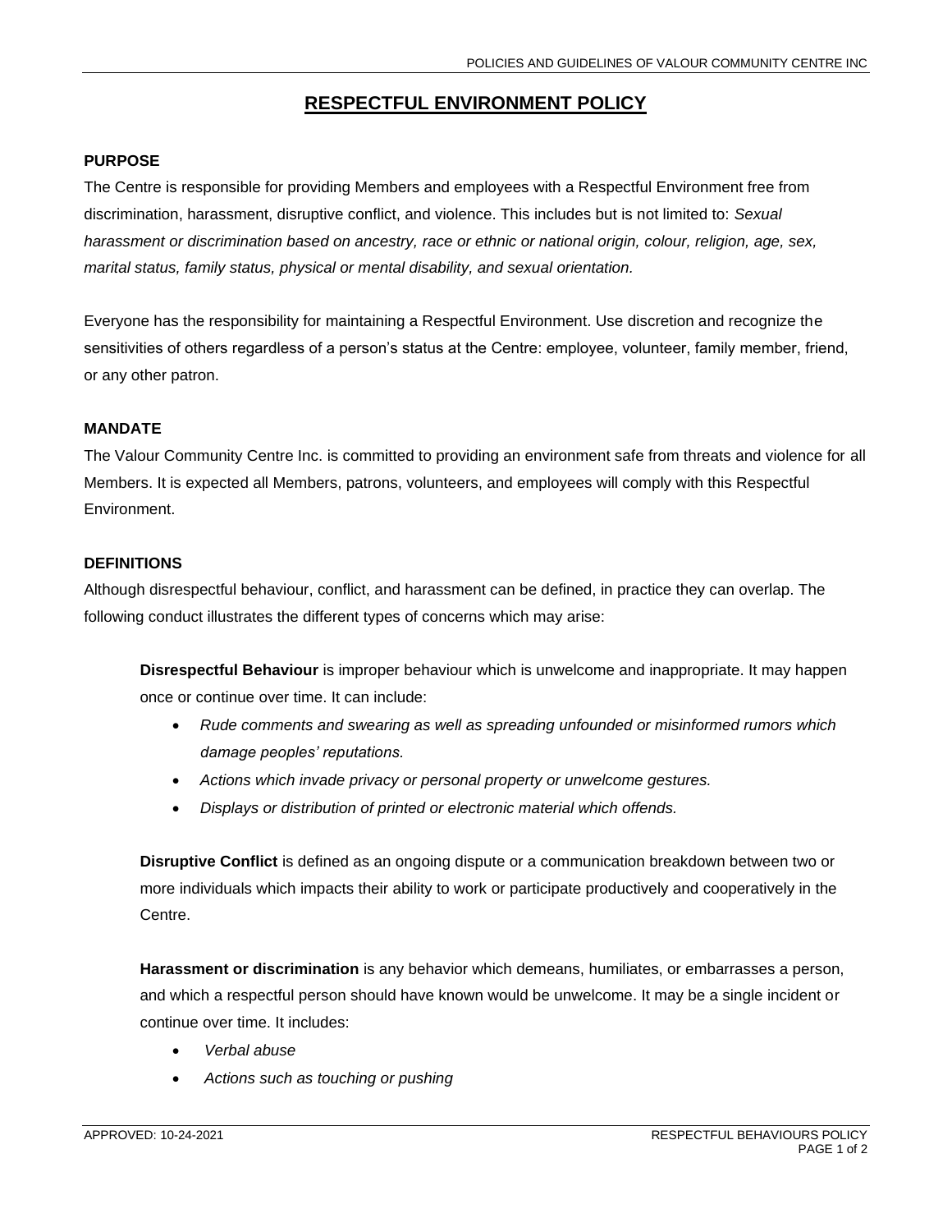# RESPECTFUL ENVIRONMENT POLICY

## PURPOSE

The Centre is responsible for providing Members and employees with a Respectful Environment free from discrimination, harassment, disruptive conflict, and violence. This includes but is not limited to: *Sexual harassment or discrimination based on ancestry, race or ethnic or national origin, colour, religion, age, sex, marital status, family status, physical or mental disability, and sexual orientation.*

Everyone has the responsibility for maintaining a Respectful Environment. Use discretion and recognize the sensitivities of others regardless of a person's status at the Centre: employee, volunteer, family member, friend, or any other patron.

## MANDATE

The Valour Community Centre Inc. is committed to providing an environment safe from threats and violence for all Members. It is expected all Members, patrons, volunteers, and employees will comply with this Respectful Environment.

## DEFINITIONS

Although disrespectful behaviour, conflict, and harassment can be defined, in practice they can overlap. The following conduct illustrates the different types of concerns which may arise:

**Disrespectful Behaviour** is improper behaviour which is unwelcome and inappropriate. It may happen once or continue over time. It can include:

- *Rude comments and swearing as well as spreading unfounded or misinformed rumors which damage peoples' reputations.*
- *Actions which invade privacy or personal property or unwelcome gestures.*
- *Displays or distribution of printed or electronic material which offends.*

**Disruptive Conflict** is defined as an ongoing dispute or a communication breakdown between two or more individuals which impacts their ability to work or participate productively and cooperatively in the Centre.

**Harassment or discrimination** is any behavior which demeans, humiliates, or embarrasses a person, and which a respectful person should have known would be unwelcome. It may be a single incident or continue over time. It includes:

- *Verbal abuse*
- *Actions such as touching or pushing*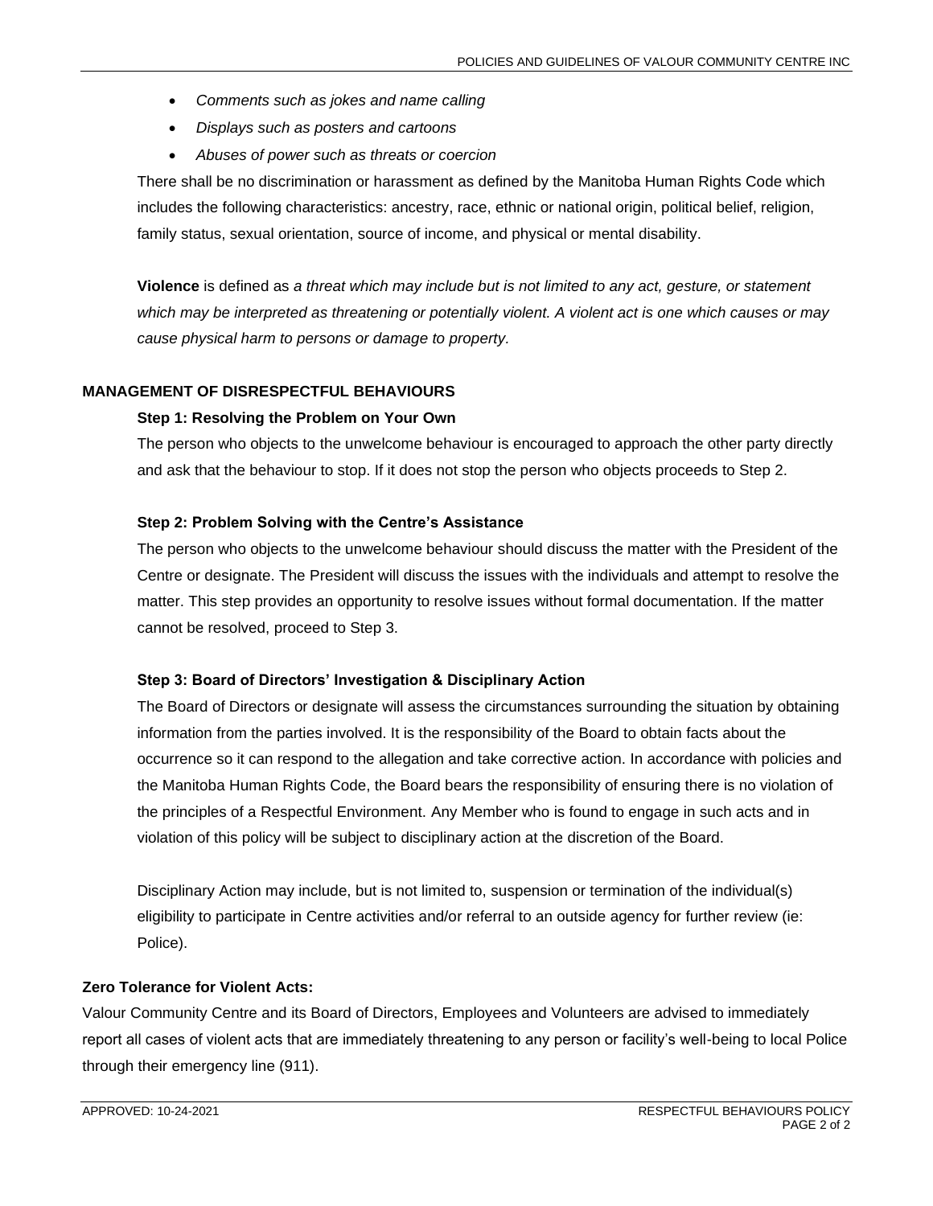- *Comments such as jokes and name calling*
- *Displays such as posters and cartoons*
- *Abuses of power such as threats or coercion*

There shall be no discrimination or harassment as defined by the Manitoba Human Rights Code which includes the following characteristics: ancestry, race, ethnic or national origin, political belief, religion, family status, sexual orientation, source of income, and physical or mental disability.

**Violence** is defined as *a threat which may include but is not limited to any act, gesture, or statement which may be interpreted as threatening or potentially violent. A violent act is one which causes or may cause physical harm to persons or damage to property.*

## MANAGEMENT OF DISRESPECTFUL BEHAVIOURS

### Step 1: Resolving the Problem on Your Own

The person who objects to the unwelcome behaviour is encouraged to approach the other party directly and ask that the behaviour to stop. If it does not stop the person who objects proceeds to Step 2.

### Step 2: Problem Solving with the Centre's Assistance

The person who objects to the unwelcome behaviour should discuss the matter with the President of the Centre or designate. The President will discuss the issues with the individuals and attempt to resolve the matter. This step provides an opportunity to resolve issues without formal documentation. If the matter cannot be resolved, proceed to Step 3.

### Step 3: Board of Directors' Investigation & Disciplinary Action

The Board of Directors or designate will assess the circumstances surrounding the situation by obtaining information from the parties involved. It is the responsibility of the Board to obtain facts about the occurrence so it can respond to the allegation and take corrective action. In accordance with policies and the Manitoba Human Rights Code, the Board bears the responsibility of ensuring there is no violation of the principles of a Respectful Environment. Any Member who is found to engage in such acts and in violation of this policy will be subject to disciplinary action at the discretion of the Board.

Disciplinary Action may include, but is not limited to, suspension or termination of the individual(s) eligibility to participate in Centre activities and/or referral to an outside agency for further review (ie: Police).

**Zero Tolerance for Violent Acts:**

Valour Community Centre and its Board of Directors, Employees and Volunteers are advised to immediately report all cases of violent acts that are immediately threatening to any person or facility's well-being to local Police through their emergency line (911).